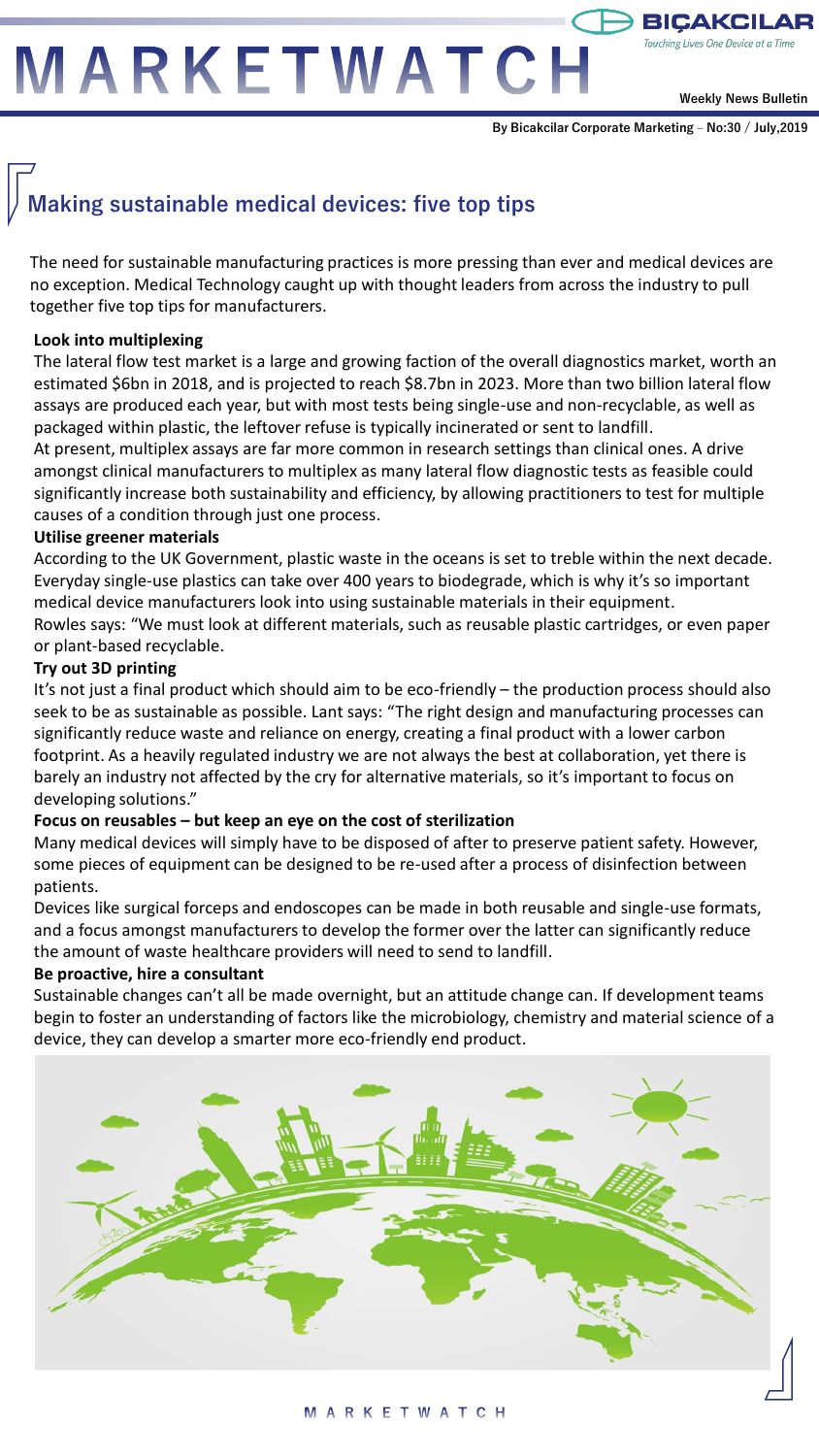# MARKETWATCH

Weekly News Bulletin

By Bicakcilar Corporate Marketing – No:30 / July,2019

## Making sustainable medical devices: five top tips

The need for sustainable manufacturing practices is more pressing than ever and medical devices are no exception. Medical Technology caught up with thought leaders from across the industry to pull together five top tips for manufacturers.

**Look into multiplexing**

The lateral flow test market is a large and growing faction of the overall diagnostics market, worth an estimated $6bn in 2018, and is projected to reach $8.7bn in 2023. More than two billion lateral flow assays are produced each year, but with most tests being single-use and non-recyclable, as well as packaged within plastic, the leftover refuse is typically incinerated or sent to landfill.

At present, multiplex assays are far more common in research settings than clinical ones. A drive amongst clinical manufacturers to multiplex as many lateral flow diagnostic tests as feasible could significantly increase both sustainability and efficiency, by allowing practitioners to test for multiple causes of a condition through just one process.

**Utilise greener materials**

According to the UK Government, plastic waste in the oceans is set to treble within the next decade. Everyday single-use plastics can take over 400 years to biodegrade, which is why it's so important medical device manufacturers look into using sustainable materials in their equipment.

Rowles says: "We must look at different materials, such as reusable plastic cartridges, or even paper or plant-based recyclable.

**Try out 3D printing**

It's not just a final product which should aim to be eco-friendly – the production process should also seek to be as sustainable as possible. Lant says: "The right design and manufacturing processes can significantly reduce waste and reliance on energy, creating a final product with a lower carbon footprint. As a heavily regulated industry we are not always the best at collaboration, yet there is barely an industry not affected by the cry for alternative materials, so it's important to focus on developing solutions."

**Focus on reusables – but keep an eye on the cost of sterilization**

Many medical devices will simply have to be disposed of after to preserve patient safety. However, some pieces of equipment can be designed to be re-used after a process of disinfection between patients.

Devices like surgical forceps and endoscopes can be made in both reusable and single-use formats, and a focus amongst manufacturers to develop the former over the latter can significantly reduce the amount of waste healthcare providers will need to send to landfill.

**Be proactive, hire a consultant**

Sustainable changes can't all be made overnight, but an attitude change can. If development teams begin to foster an understanding of factors like the microbiology, chemistry and material science of a device, they can develop a smarter more eco-friendly end product.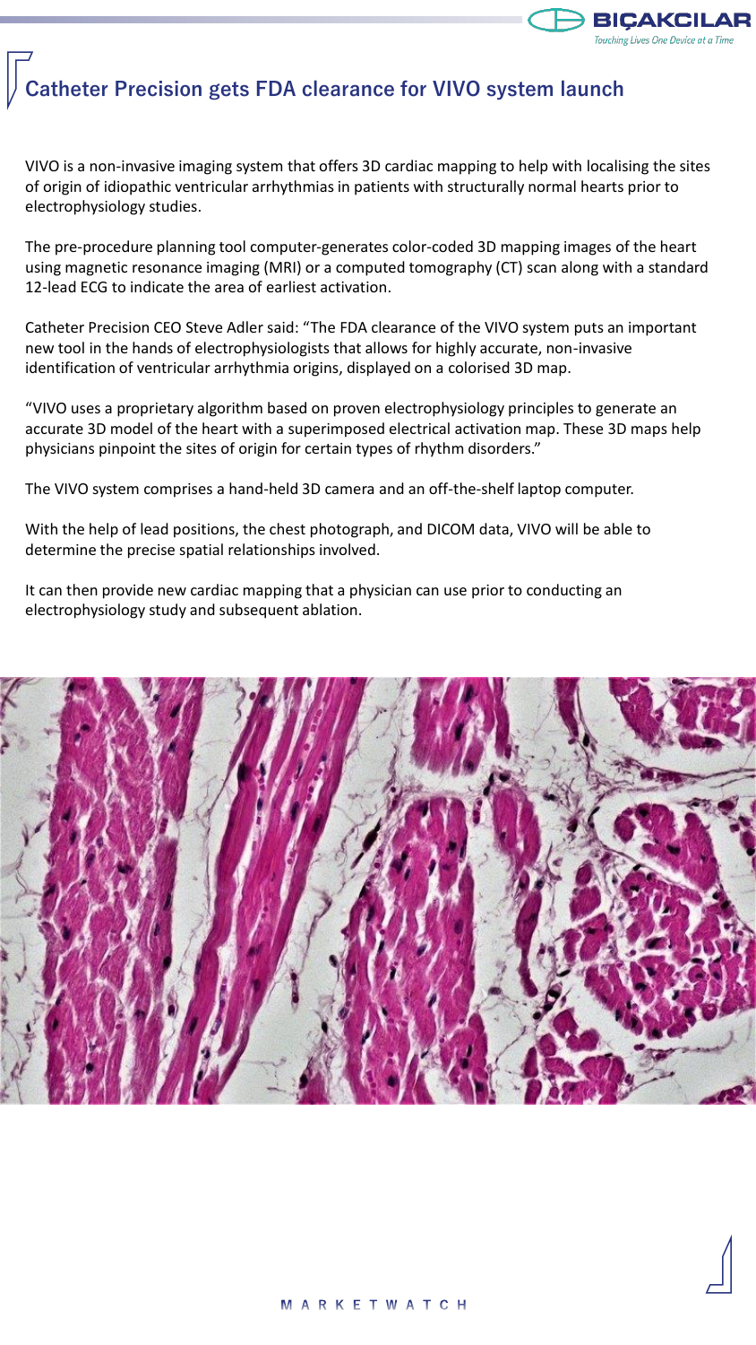# Catheter Precision gets FDA clearance for VIVO system launch

VIVO is a non-invasive imaging system that offers 3D cardiac mapping to help with localising the sites of origin of idiopathic ventricular arrhythmias in patients with structurally normal hearts prior to electrophysiology studies.

The pre-procedure planning tool computer-generates color-coded 3D mapping images of the heart using magnetic resonance imaging (MRI) or a computed tomography (CT) scan along with a standard 12-lead ECG to indicate the area of earliest activation.

Catheter Precision CEO Steve Adler said: “The FDA clearance of the VIVO system puts an important new tool in the hands of electrophysiologists that allows for highly accurate, non-invasive identification of ventricular arrhythmia origins, displayed on a colorised 3D map.

“VIVO uses a proprietary algorithm based on proven electrophysiology principles to generate an accurate 3D model of the heart with a superimposed electrical activation map. These 3D maps help physicians pinpoint the sites of origin for certain types of rhythm disorders.”

The VIVO system comprises a hand-held 3D camera and an off-the-shelf laptop computer.

With the help of lead positions, the chest photograph, and DICOM data, VIVO will be able to determine the precise spatial relationships involved.

It can then provide new cardiac mapping that a physician can use prior to conducting an electrophysiology study and subsequent ablation.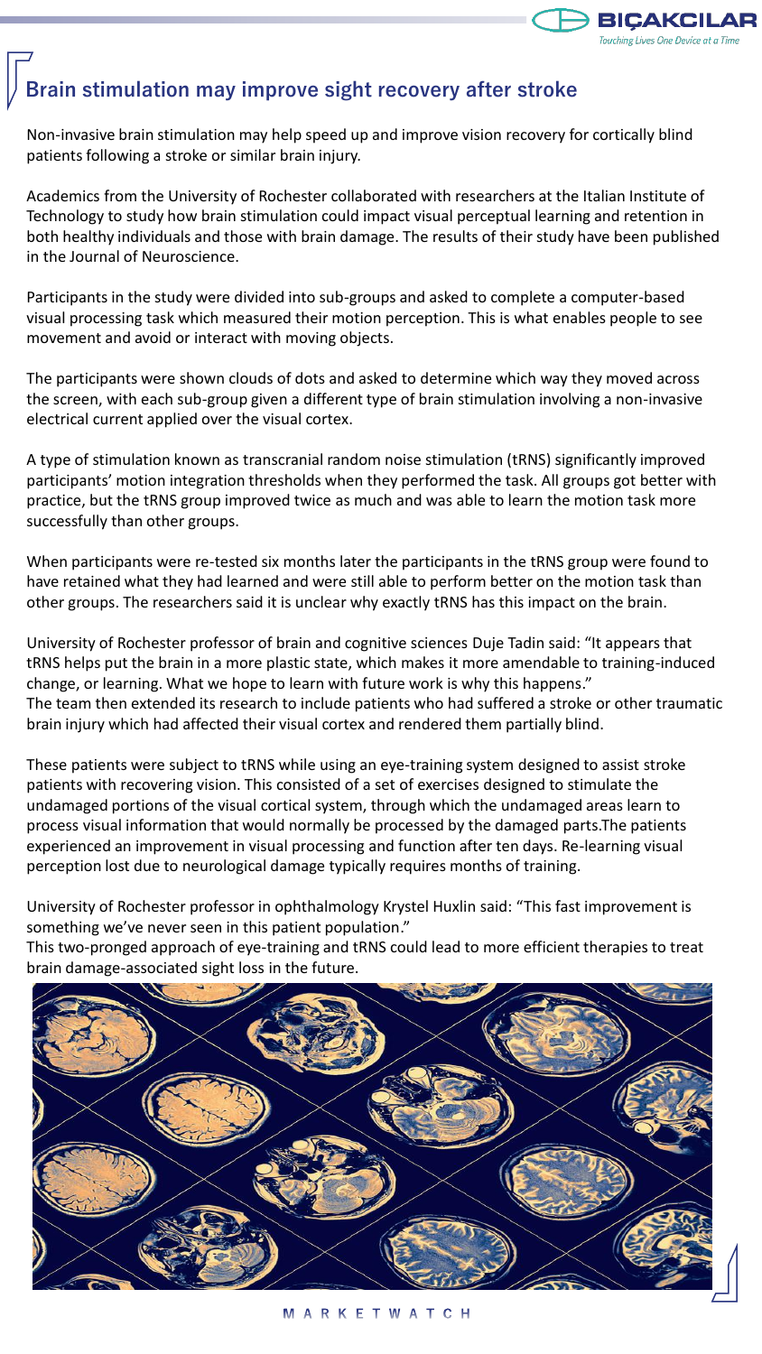## Brain stimulation may improve sight recovery after stroke

Non-invasive brain stimulation may help speed up and improve vision recovery for cortically blind patients following a stroke or similar brain injury.

Academics from the University of Rochester collaborated with researchers at the Italian Institute of Technology to study how brain stimulation could impact visual perceptual learning and retention in both healthy individuals and those with brain damage. The results of their study have been published in the Journal of Neuroscience.

Participants in the study were divided into sub-groups and asked to complete a computer-based visual processing task which measured their motion perception. This is what enables people to see movement and avoid or interact with moving objects.

The participants were shown clouds of dots and asked to determine which way they moved across the screen, with each sub-group given a different type of brain stimulation involving a non-invasive electrical current applied over the visual cortex.

A type of stimulation known as transcranial random noise stimulation (tRNS) significantly improved participants' motion integration thresholds when they performed the task. All groups got better with practice, but the tRNS group improved twice as much and was able to learn the motion task more successfully than other groups.

When participants were re-tested six months later the participants in the tRNS group were found to have retained what they had learned and were still able to perform better on the motion task than other groups. The researchers said it is unclear why exactly tRNS has this impact on the brain.

University of Rochester professor of brain and cognitive sciences Duje Tadin said: "It appears that tRNS helps put the brain in a more plastic state, which makes it more amendable to training-induced change, or learning. What we hope to learn with future work is why this happens."
The team then extended its research to include patients who had suffered a stroke or other traumatic brain injury which had affected their visual cortex and rendered them partially blind.

These patients were subject to tRNS while using an eye-training system designed to assist stroke patients with recovering vision. This consisted of a set of exercises designed to stimulate the undamaged portions of the visual cortical system, through which the undamaged areas learn to process visual information that would normally be processed by the damaged parts.The patients experienced an improvement in visual processing and function after ten days. Re-learning visual perception lost due to neurological damage typically requires months of training.

University of Rochester professor in ophthalmology Krystel Huxlin said: "This fast improvement is something we've never seen in this patient population."
This two-pronged approach of eye-training and tRNS could lead to more efficient therapies to treat brain damage-associated sight loss in the future.

MARKETWATCH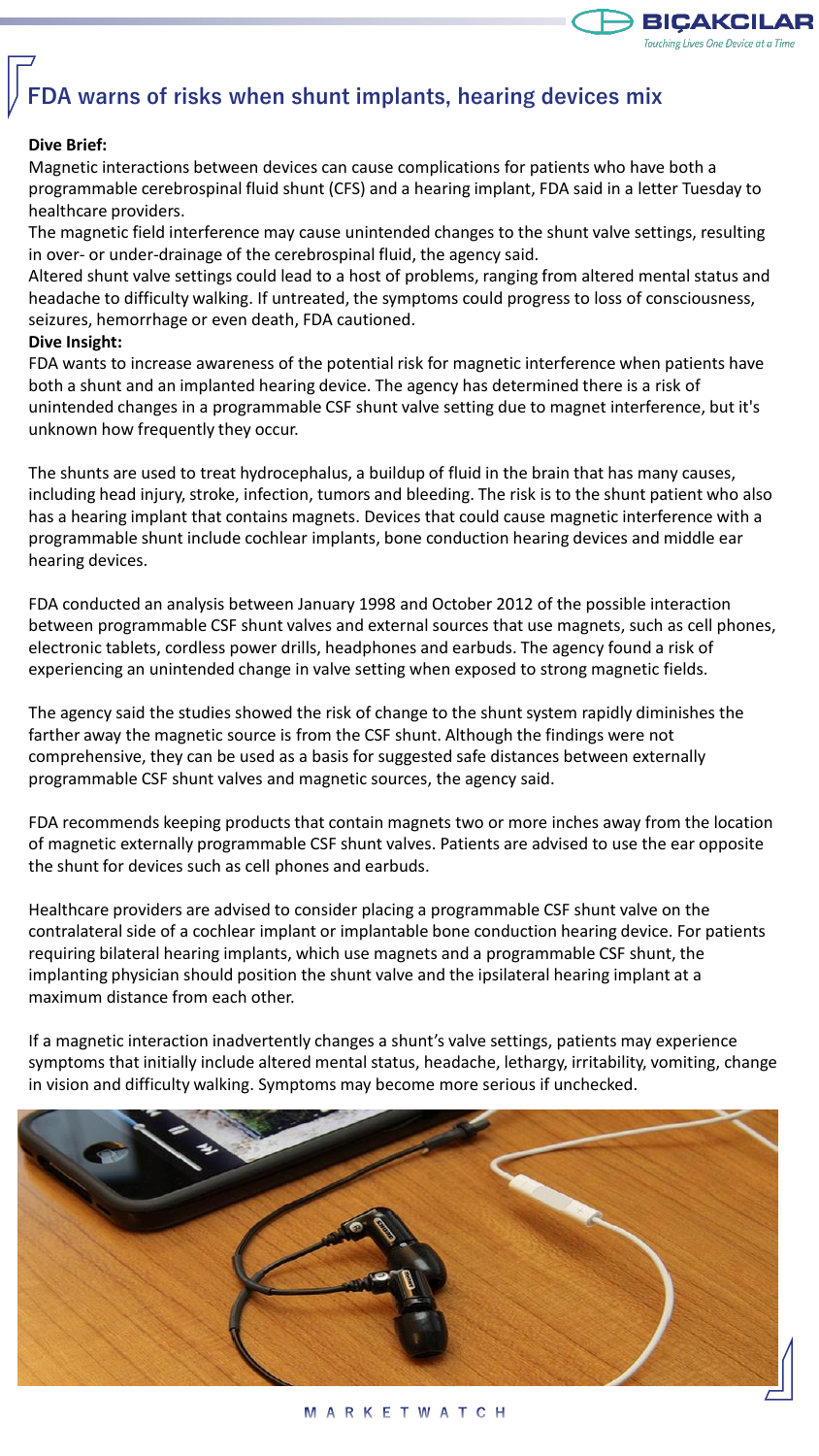# FDA warns of risks when shunt implants, hearing devices mix

**Dive Brief:**

Magnetic interactions between devices can cause complications for patients who have both a programmable cerebrospinal fluid shunt (CFS) and a hearing implant, FDA said in a letter Tuesday to healthcare providers.

The magnetic field interference may cause unintended changes to the shunt valve settings, resulting in over- or under-drainage of the cerebrospinal fluid, the agency said.

Altered shunt valve settings could lead to a host of problems, ranging from altered mental status and headache to difficulty walking. If untreated, the symptoms could progress to loss of consciousness, seizures, hemorrhage or even death, FDA cautioned.

**Dive Insight:**

FDA wants to increase awareness of the potential risk for magnetic interference when patients have both a shunt and an implanted hearing device. The agency has determined there is a risk of unintended changes in a programmable CSF shunt valve setting due to magnet interference, but it's unknown how frequently they occur.

The shunts are used to treat hydrocephalus, a buildup of fluid in the brain that has many causes, including head injury, stroke, infection, tumors and bleeding. The risk is to the shunt patient who also has a hearing implant that contains magnets. Devices that could cause magnetic interference with a programmable shunt include cochlear implants, bone conduction hearing devices and middle ear hearing devices.

FDA conducted an analysis between January 1998 and October 2012 of the possible interaction between programmable CSF shunt valves and external sources that use magnets, such as cell phones, electronic tablets, cordless power drills, headphones and earbuds. The agency found a risk of experiencing an unintended change in valve setting when exposed to strong magnetic fields.

The agency said the studies showed the risk of change to the shunt system rapidly diminishes the farther away the magnetic source is from the CSF shunt. Although the findings were not comprehensive, they can be used as a basis for suggested safe distances between externally programmable CSF shunt valves and magnetic sources, the agency said.

FDA recommends keeping products that contain magnets two or more inches away from the location of magnetic externally programmable CSF shunt valves. Patients are advised to use the ear opposite the shunt for devices such as cell phones and earbuds.

Healthcare providers are advised to consider placing a programmable CSF shunt valve on the contralateral side of a cochlear implant or implantable bone conduction hearing device. For patients requiring bilateral hearing implants, which use magnets and a programmable CSF shunt, the implanting physician should position the shunt valve and the ipsilateral hearing implant at a maximum distance from each other.

If a magnetic interaction inadvertently changes a shunt's valve settings, patients may experience symptoms that initially include altered mental status, headache, lethargy, irritability, vomiting, change in vision and difficulty walking. Symptoms may become more serious if unchecked.

MARKETWATCH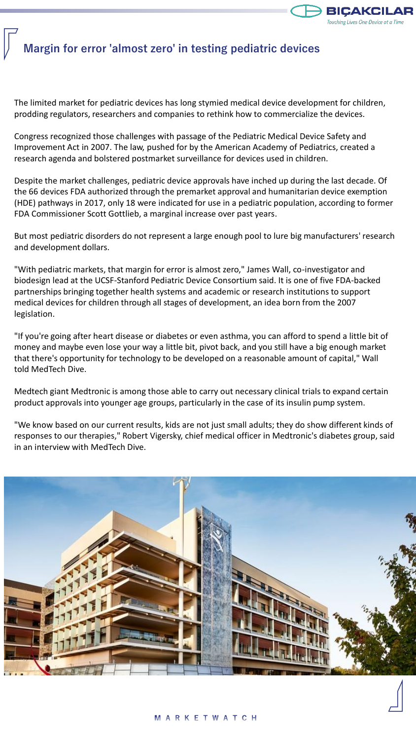## Margin for error 'almost zero' in testing pediatric devices

The limited market for pediatric devices has long stymied medical device development for children, prodding regulators, researchers and companies to rethink how to commercialize the devices.

Congress recognized those challenges with passage of the Pediatric Medical Device Safety and Improvement Act in 2007. The law, pushed for by the American Academy of Pediatrics, created a research agenda and bolstered postmarket surveillance for devices used in children.

Despite the market challenges, pediatric device approvals have inched up during the last decade. Of the 66 devices FDA authorized through the premarket approval and humanitarian device exemption (HDE) pathways in 2017, only 18 were indicated for use in a pediatric population, according to former FDA Commissioner Scott Gottlieb, a marginal increase over past years.

But most pediatric disorders do not represent a large enough pool to lure big manufacturers' research and development dollars.

"With pediatric markets, that margin for error is almost zero," James Wall, co-investigator and biodesign lead at the UCSF-Stanford Pediatric Device Consortium said. It is one of five FDA-backed partnerships bringing together health systems and academic or research institutions to support medical devices for children through all stages of development, an idea born from the 2007 legislation.

"If you're going after heart disease or diabetes or even asthma, you can afford to spend a little bit of money and maybe even lose your way a little bit, pivot back, and you still have a big enough market that there's opportunity for technology to be developed on a reasonable amount of capital," Wall told MedTech Dive.

Medtech giant Medtronic is among those able to carry out necessary clinical trials to expand certain product approvals into younger age groups, particularly in the case of its insulin pump system.

"We know based on our current results, kids are not just small adults; they do show different kinds of responses to our therapies," Robert Vigersky, chief medical officer in Medtronic's diabetes group, said in an interview with MedTech Dive.